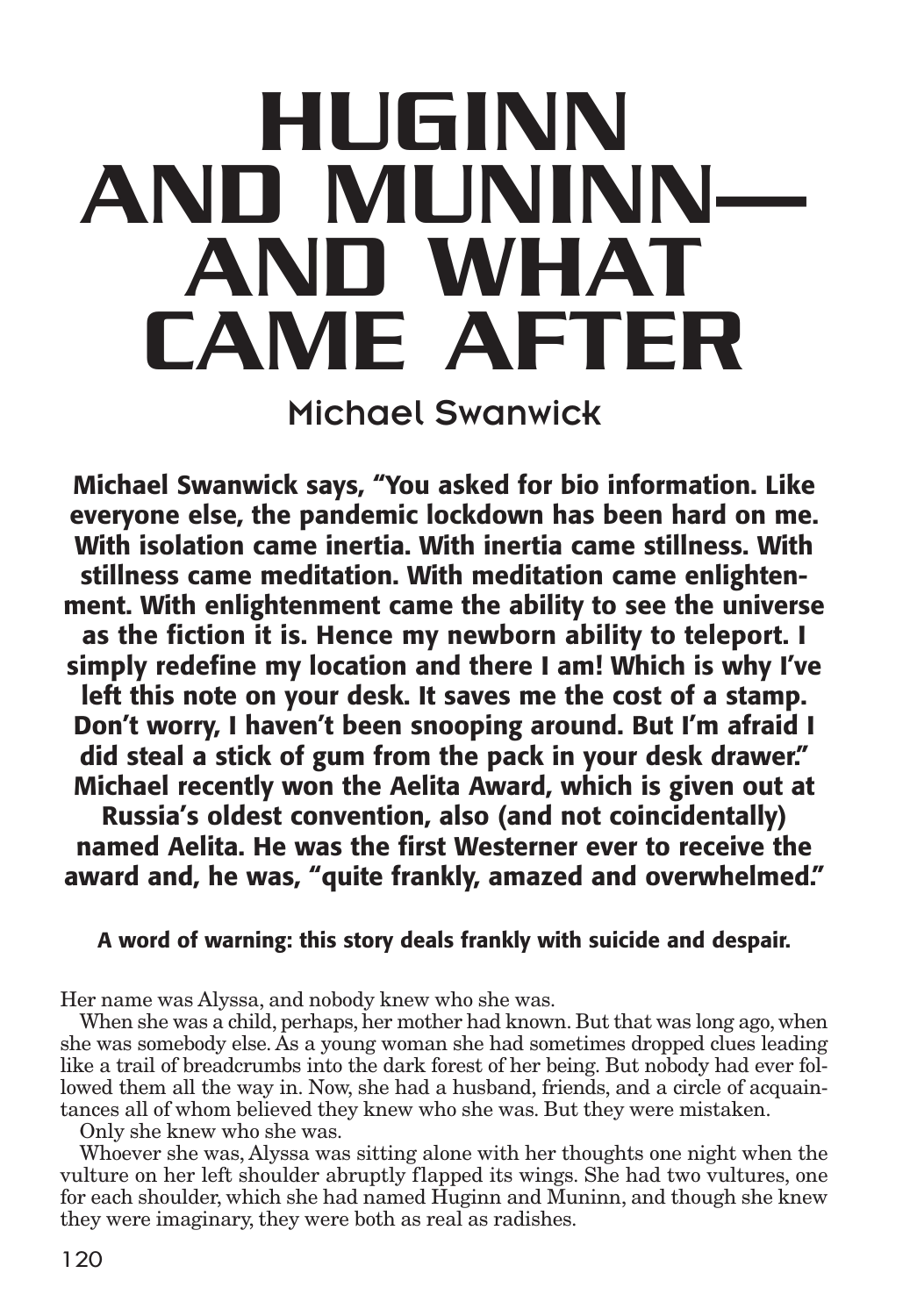# HUGINN AND MUNINN—AND WHAT CAME AFTER

## Michael Swanwick

**Michael Swanwick says, "You asked for bio information. Like everyone else, the pandemic lockdown has been hard on me. With isolation came inertia. With inertia came stillness. With stillness came meditation. With meditation came enlightenment. With enlightenment came the ability to see the universe as the fiction it is. Hence my newborn ability to teleport. I simply redefine my location and there I am! Which is why I've left this note on your desk. It saves me the cost of a stamp. Don't worry, I haven't been snooping around. But I'm afraid I did steal a stick of gum from the pack in your desk drawer." Michael recently won the Aelita Award, which is given out at Russia's oldest convention, also (and not coincidentally) named Aelita. He was the first Westerner ever to receive the award and, he was, "quite frankly, amazed and overwhelmed."**

**A word of warning: this story deals frankly with suicide and despair.**

Her name was Alyssa, and nobody knew who she was.

When she was a child, perhaps, her mother had known. But that was long ago, when she was somebody else. As a young woman she had sometimes dropped clues leading like a trail of breadcrumbs into the dark forest of her being. But nobody had ever followed them all the way in. Now, she had a husband, friends, and a circle of acquaintances all of whom believed they knew who she was. But they were mistaken.

Only she knew who she was.

Whoever she was, Alyssa was sitting alone with her thoughts one night when the vulture on her left shoulder abruptly flapped its wings. She had two vultures, one for each shoulder, which she had named Huginn and Muninn, and though she knew they were imaginary, they were both as real as radishes.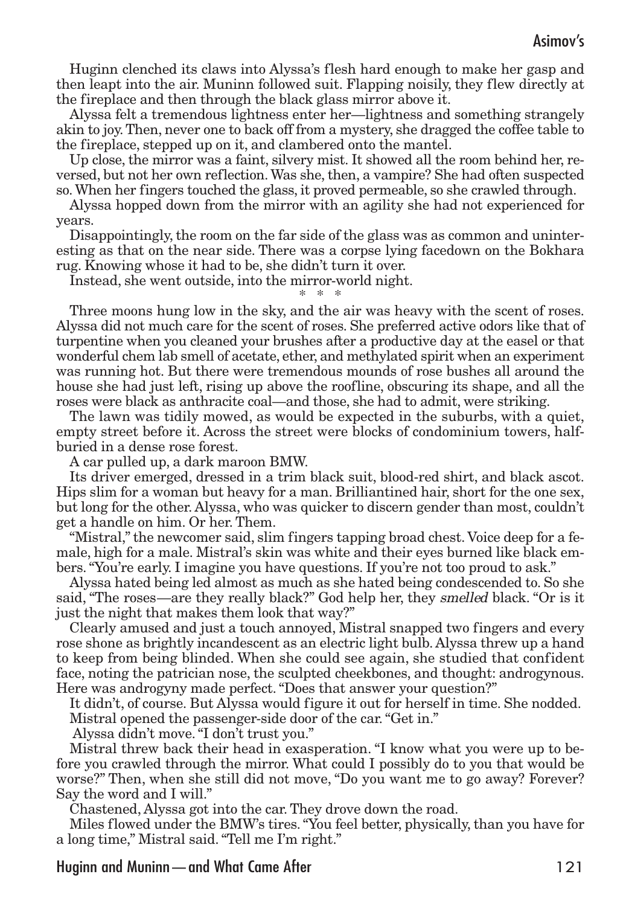Huginn clenched its claws into Alyssa's flesh hard enough to make her gasp and then leapt into the air. Muninn followed suit. Flapping noisily, they flew directly at the fireplace and then through the black glass mirror above it.

Alyssa felt a tremendous lightness enter her—lightness and something strangely akin to joy. Then, never one to back off from a mystery, she dragged the coffee table to the fireplace, stepped up on it, and clambered onto the mantel.

Up close, the mirror was a faint, silvery mist. It showed all the room behind her, reversed, but not her own reflection. Was she, then, a vampire? She had often suspected so. When her fingers touched the glass, it proved permeable, so she crawled through.

Alyssa hopped down from the mirror with an agility she had not experienced for years.

Disappointingly, the room on the far side of the glass was as common and uninteresting as that on the near side. There was a corpse lying facedown on the Bokhara rug. Knowing whose it had to be, she didn't turn it over.

Instead, she went outside, into the mirror-world night.

\* \* \*

Three moons hung low in the sky, and the air was heavy with the scent of roses. Alyssa did not much care for the scent of roses. She preferred active odors like that of turpentine when you cleaned your brushes after a productive day at the easel or that wonderful chem lab smell of acetate, ether, and methylated spirit when an experiment was running hot. But there were tremendous mounds of rose bushes all around the house she had just left, rising up above the roofline, obscuring its shape, and all the roses were black as anthracite coal—and those, she had to admit, were striking.

The lawn was tidily mowed, as would be expected in the suburbs, with a quiet, empty street before it. Across the street were blocks of condominium towers, half-buried in a dense rose forest.

A car pulled up, a dark maroon BMW.

Its driver emerged, dressed in a trim black suit, blood-red shirt, and black ascot. Hips slim for a woman but heavy for a man. Brilliantined hair, short for the one sex, but long for the other. Alyssa, who was quicker to discern gender than most, couldn't get a handle on him. Or her. Them.

"Mistral," the newcomer said, slim fingers tapping broad chest. Voice deep for a female, high for a male. Mistral's skin was white and their eyes burned like black embers. "You're early. I imagine you have questions. If you're not too proud to ask."

Alyssa hated being led almost as much as she hated being condescended to. So she said, "The roses—are they really black?" God help her, they *smelled* black. "Or is it just the night that makes them look that way?"

Clearly amused and just a touch annoyed, Mistral snapped two fingers and every rose shone as brightly incandescent as an electric light bulb. Alyssa threw up a hand to keep from being blinded. When she could see again, she studied that confident face, noting the patrician nose, the sculpted cheekbones, and thought: androgynous. Here was androgyny made perfect. "Does that answer your question?"

It didn't, of course. But Alyssa would figure it out for herself in time. She nodded.

Mistral opened the passenger-side door of the car. "Get in."

Alyssa didn't move. "I don't trust you."

Mistral threw back their head in exasperation. "I know what you were up to before you crawled through the mirror. What could I possibly do to you that would be worse?" Then, when she still did not move, "Do you want me to go away? Forever? Say the word and I will."

Chastened, Alyssa got into the car. They drove down the road.

Miles flowed under the BMW's tires. "You feel better, physically, than you have for a long time," Mistral said. "Tell me I'm right."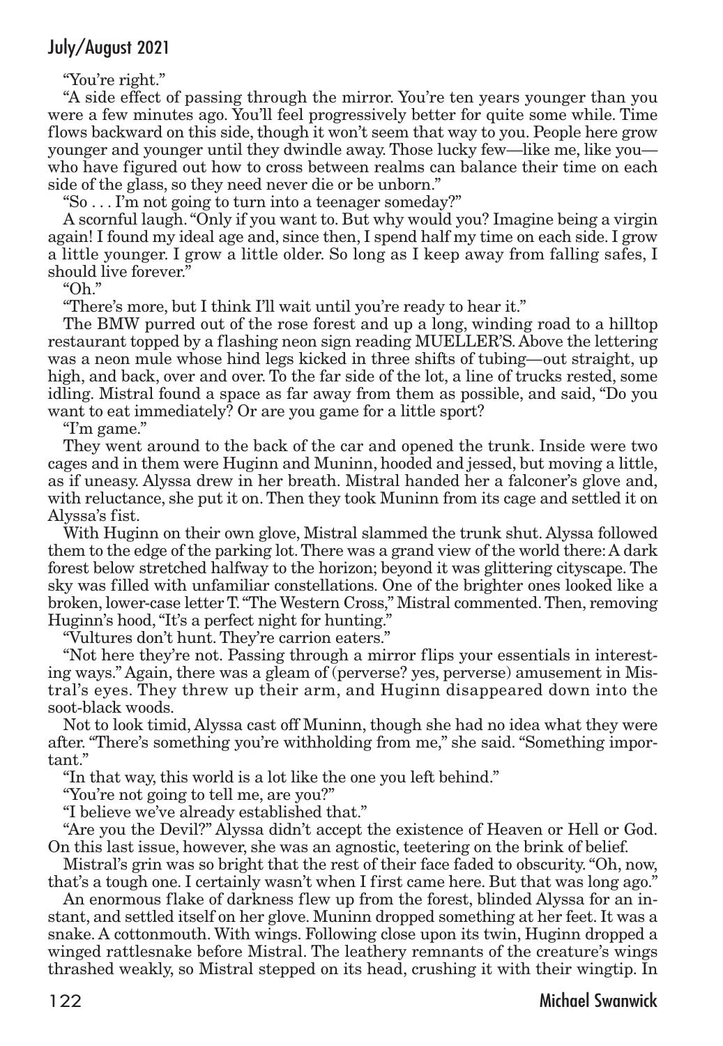"You're right."

"A side effect of passing through the mirror. You're ten years younger than you were a few minutes ago. You'll feel progressively better for quite some while. Time flows backward on this side, though it won't seem that way to you. People here grow younger and younger until they dwindle away. Those lucky few—like me, like you—who have figured out how to cross between realms can balance their time on each side of the glass, so they need never die or be unborn."

"So . . . I'm not going to turn into a teenager someday?"

A scornful laugh. "Only if you want to. But why would you? Imagine being a virgin again! I found my ideal age and, since then, I spend half my time on each side. I grow a little younger. I grow a little older. So long as I keep away from falling safes, I should live forever."

"Oh."

"There's more, but I think I'll wait until you're ready to hear it."

The BMW purred out of the rose forest and up a long, winding road to a hilltop restaurant topped by a flashing neon sign reading MUELLER'S. Above the lettering was a neon mule whose hind legs kicked in three shifts of tubing—out straight, up high, and back, over and over. To the far side of the lot, a line of trucks rested, some idling. Mistral found a space as far away from them as possible, and said, "Do you want to eat immediately? Or are you game for a little sport?

"I'm game."

They went around to the back of the car and opened the trunk. Inside were two cages and in them were Huginn and Muninn, hooded and jessed, but moving a little, as if uneasy. Alyssa drew in her breath. Mistral handed her a falconer's glove and, with reluctance, she put it on. Then they took Muninn from its cage and settled it on Alyssa's fist.

With Huginn on their own glove, Mistral slammed the trunk shut. Alyssa followed them to the edge of the parking lot. There was a grand view of the world there: A dark forest below stretched halfway to the horizon; beyond it was glittering cityscape. The sky was filled with unfamiliar constellations. One of the brighter ones looked like a broken, lower-case letter T. "The Western Cross," Mistral commented. Then, removing Huginn's hood, "It's a perfect night for hunting."

"Vultures don't hunt. They're carrion eaters."

"Not here they're not. Passing through a mirror flips your essentials in interesting ways." Again, there was a gleam of (perverse? yes, perverse) amusement in Mistral's eyes. They threw up their arm, and Huginn disappeared down into the soot-black woods.

Not to look timid, Alyssa cast off Muninn, though she had no idea what they were after. "There's something you're withholding from me," she said. "Something important."

"In that way, this world is a lot like the one you left behind."

"You're not going to tell me, are you?"

"I believe we've already established that."

"Are you the Devil?" Alyssa didn't accept the existence of Heaven or Hell or God. On this last issue, however, she was an agnostic, teetering on the brink of belief.

Mistral's grin was so bright that the rest of their face faded to obscurity. "Oh, now, that's a tough one. I certainly wasn't when I first came here. But that was long ago."

An enormous flake of darkness flew up from the forest, blinded Alyssa for an instant, and settled itself on her glove. Muninn dropped something at her feet. It was a snake. A cottonmouth. With wings. Following close upon its twin, Huginn dropped a winged rattlesnake before Mistral. The leathery remnants of the creature's wings thrashed weakly, so Mistral stepped on its head, crushing it with their wingtip. In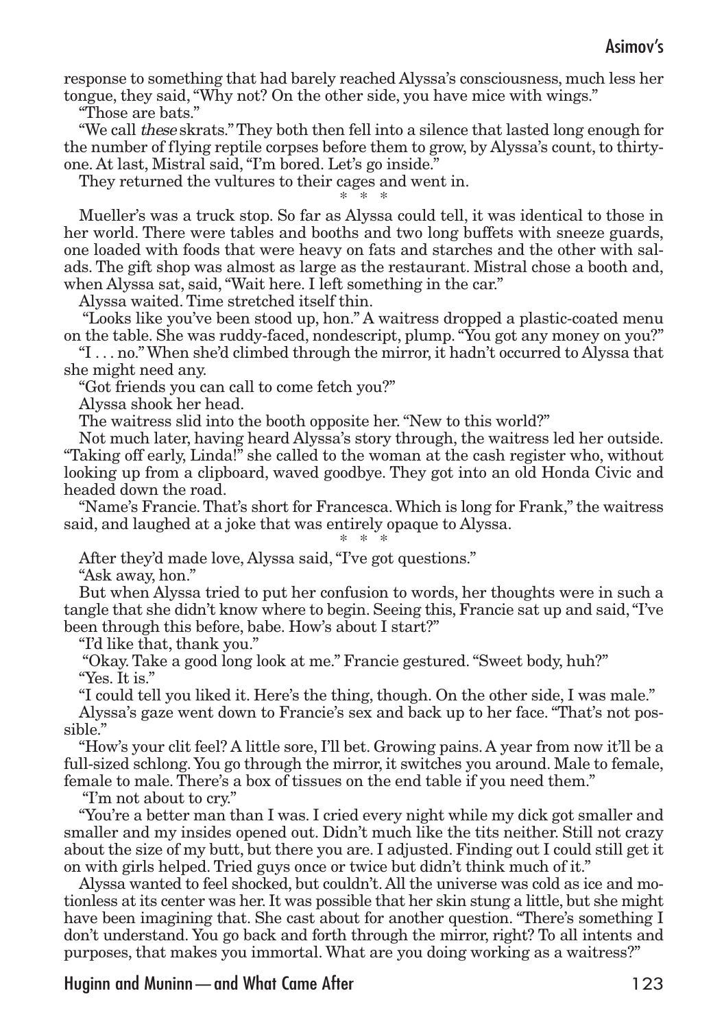response to something that had barely reached Alyssa's consciousness, much less her tongue, they said, "Why not? On the other side, you have mice with wings."

"Those are bats."

"We call *these* skrats." They both then fell into a silence that lasted long enough for the number of flying reptile corpses before them to grow, by Alyssa's count, to thirty-one. At last, Mistral said, "I'm bored. Let's go inside."

They returned the vultures to their cages and went in.

\* \* \*

Mueller's was a truck stop. So far as Alyssa could tell, it was identical to those in her world. There were tables and booths and two long buffets with sneeze guards, one loaded with foods that were heavy on fats and starches and the other with salads. The gift shop was almost as large as the restaurant. Mistral chose a booth and, when Alyssa sat, said, "Wait here. I left something in the car."

Alyssa waited. Time stretched itself thin.

"Looks like you've been stood up, hon." A waitress dropped a plastic-coated menu on the table. She was ruddy-faced, nondescript, plump. "You got any money on you?"

"I . . . no." When she'd climbed through the mirror, it hadn't occurred to Alyssa that she might need any.

"Got friends you can call to come fetch you?"

Alyssa shook her head.

The waitress slid into the booth opposite her. "New to this world?"

Not much later, having heard Alyssa's story through, the waitress led her outside. "Taking off early, Linda!" she called to the woman at the cash register who, without looking up from a clipboard, waved goodbye. They got into an old Honda Civic and headed down the road.

"Name's Francie. That's short for Francesca. Which is long for Frank," the waitress said, and laughed at a joke that was entirely opaque to Alyssa.

\* \* \*

After they'd made love, Alyssa said, "I've got questions."

"Ask away, hon."

But when Alyssa tried to put her confusion to words, her thoughts were in such a tangle that she didn't know where to begin. Seeing this, Francie sat up and said, "I've been through this before, babe. How's about I start?"

"I'd like that, thank you."

"Okay. Take a good long look at me." Francie gestured. "Sweet body, huh?"

"Yes. It is."

"I could tell you liked it. Here's the thing, though. On the other side, I was male."

Alyssa's gaze went down to Francie's sex and back up to her face. "That's not possible."

"How's your clit feel? A little sore, I'll bet. Growing pains. A year from now it'll be a full-sized schlong. You go through the mirror, it switches you around. Male to female, female to male. There's a box of tissues on the end table if you need them."

"I'm not about to cry."

"You're a better man than I was. I cried every night while my dick got smaller and smaller and my insides opened out. Didn't much like the tits neither. Still not crazy about the size of my butt, but there you are. I adjusted. Finding out I could still get it on with girls helped. Tried guys once or twice but didn't think much of it."

Alyssa wanted to feel shocked, but couldn't. All the universe was cold as ice and motionless at its center was her. It was possible that her skin stung a little, but she might have been imagining that. She cast about for another question. "There's something I don't understand. You go back and forth through the mirror, right? To all intents and purposes, that makes you immortal. What are you doing working as a waitress?"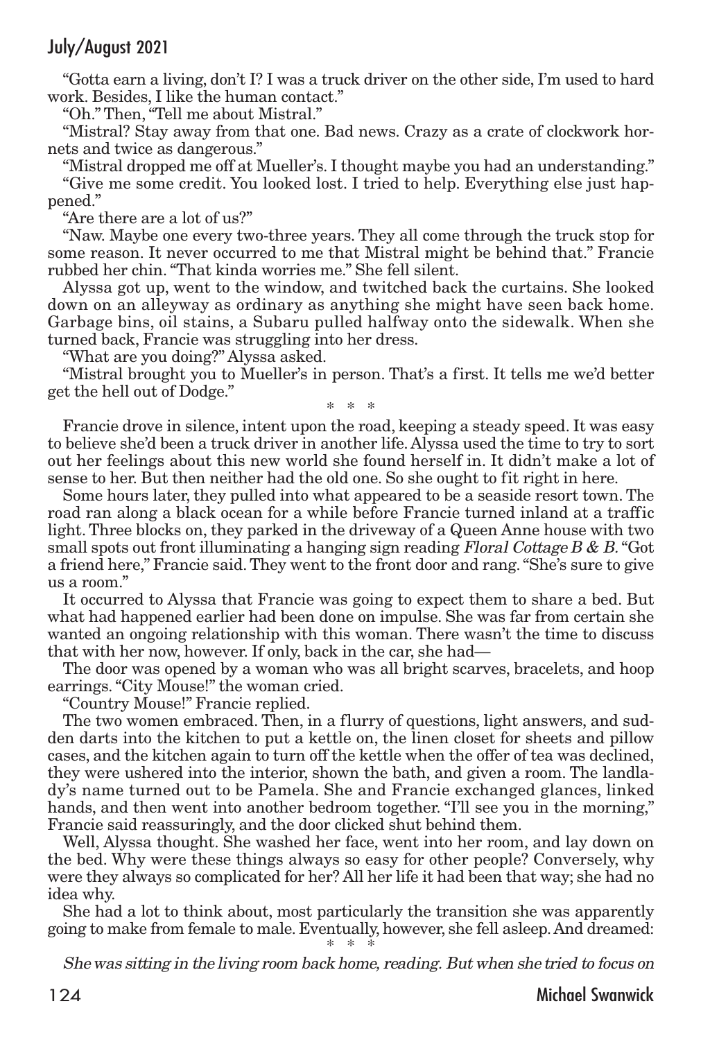"Gotta earn a living, don't I? I was a truck driver on the other side, I'm used to hard work. Besides, I like the human contact."

"Oh." Then, "Tell me about Mistral."

"Mistral? Stay away from that one. Bad news. Crazy as a crate of clockwork hornets and twice as dangerous."

"Mistral dropped me off at Mueller's. I thought maybe you had an understanding."

"Give me some credit. You looked lost. I tried to help. Everything else just happened."

"Are there are a lot of us?"

"Naw. Maybe one every two-three years. They all come through the truck stop for some reason. It never occurred to me that Mistral might be behind that." Francie rubbed her chin. "That kinda worries me." She fell silent.

Alyssa got up, went to the window, and twitched back the curtains. She looked down on an alleyway as ordinary as anything she might have seen back home. Garbage bins, oil stains, a Subaru pulled halfway onto the sidewalk. When she turned back, Francie was struggling into her dress.

"What are you doing?" Alyssa asked.

"Mistral brought you to Mueller's in person. That's a first. It tells me we'd better get the hell out of Dodge."

\* \* \*

Francie drove in silence, intent upon the road, keeping a steady speed. It was easy to believe she'd been a truck driver in another life. Alyssa used the time to try to sort out her feelings about this new world she found herself in. It didn't make a lot of sense to her. But then neither had the old one. So she ought to fit right in here.

Some hours later, they pulled into what appeared to be a seaside resort town. The road ran along a black ocean for a while before Francie turned inland at a traffic light. Three blocks on, they parked in the driveway of a Queen Anne house with two small spots out front illuminating a hanging sign reading *Floral Cottage B & B*. "Got a friend here," Francie said. They went to the front door and rang. "She's sure to give us a room."

It occurred to Alyssa that Francie was going to expect them to share a bed. But what had happened earlier had been done on impulse. She was far from certain she wanted an ongoing relationship with this woman. There wasn't the time to discuss that with her now, however. If only, back in the car, she had—

The door was opened by a woman who was all bright scarves, bracelets, and hoop earrings. "City Mouse!" the woman cried.

"Country Mouse!" Francie replied.

The two women embraced. Then, in a flurry of questions, light answers, and sudden darts into the kitchen to put a kettle on, the linen closet for sheets and pillow cases, and the kitchen again to turn off the kettle when the offer of tea was declined, they were ushered into the interior, shown the bath, and given a room. The landlady's name turned out to be Pamela. She and Francie exchanged glances, linked hands, and then went into another bedroom together. "I'll see you in the morning," Francie said reassuringly, and the door clicked shut behind them.

Well, Alyssa thought. She washed her face, went into her room, and lay down on the bed. Why were these things always so easy for other people? Conversely, why were they always so complicated for her? All her life it had been that way; she had no idea why.

She had a lot to think about, most particularly the transition she was apparently going to make from female to male. Eventually, however, she fell asleep. And dreamed:

\* \* \*

*She was sitting in the living room back home, reading. But when she tried to focus on*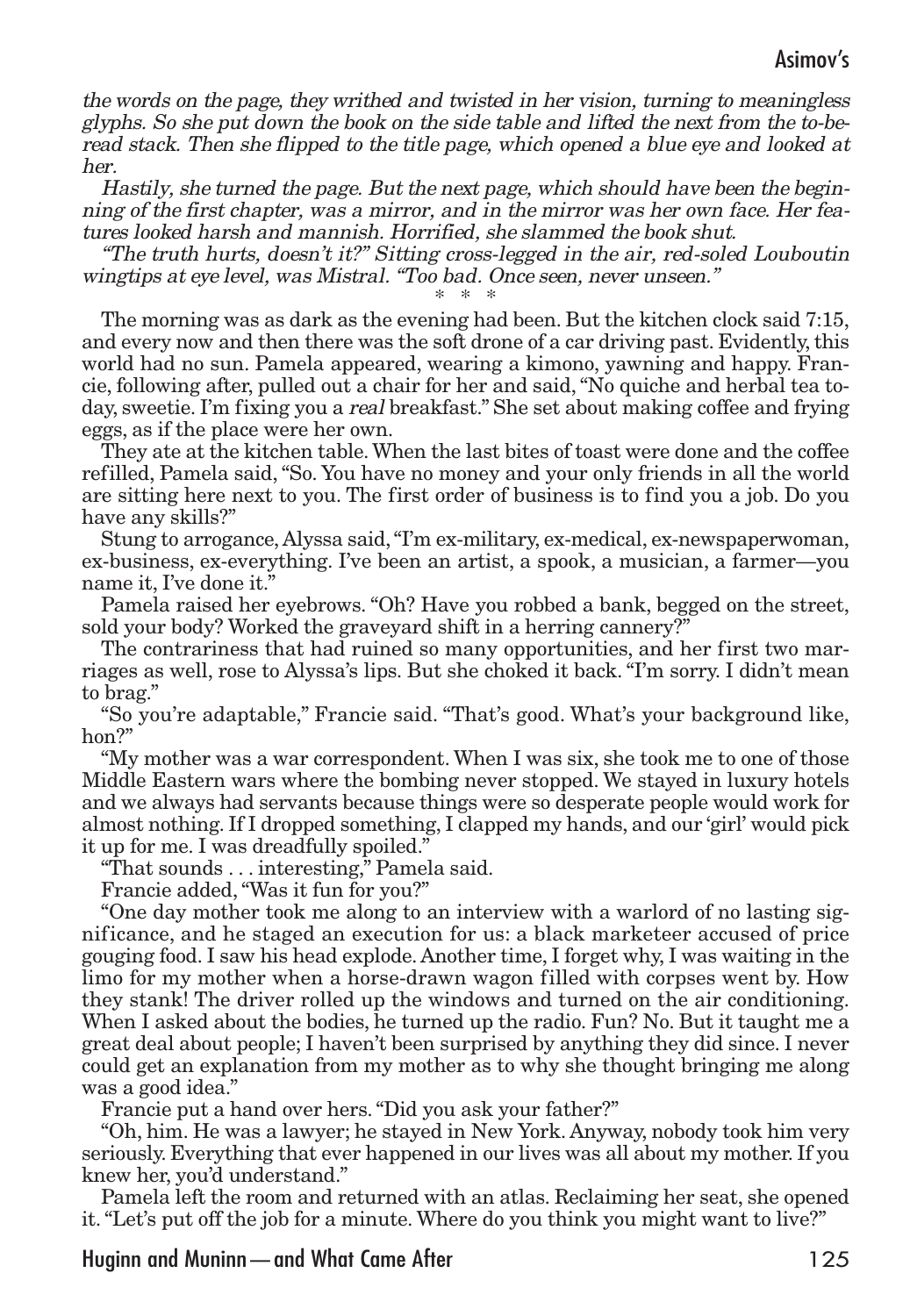*the words on the page, they writhed and twisted in her vision, turning to meaningless glyphs. So she put down the book on the side table and lifted the next from the to-be-read stack. Then she flipped to the title page, which opened a blue eye and looked at her.*

*Hastily, she turned the page. But the next page, which should have been the beginning of the first chapter, was a mirror, and in the mirror was her own face. Her features looked harsh and mannish. Horrified, she slammed the book shut.*

*"The truth hurts, doesn't it?" Sitting cross-legged in the air, red-soled Louboutin wingtips at eye level, was Mistral. "Too bad. Once seen, never unseen."*

\* \* \*

The morning was as dark as the evening had been. But the kitchen clock said 7:15, and every now and then there was the soft drone of a car driving past. Evidently, this world had no sun. Pamela appeared, wearing a kimono, yawning and happy. Francie, following after, pulled out a chair for her and said, "No quiche and herbal tea today, sweetie. I'm fixing you a *real* breakfast." She set about making coffee and frying eggs, as if the place were her own.

They ate at the kitchen table. When the last bites of toast were done and the coffee refilled, Pamela said, "So. You have no money and your only friends in all the world are sitting here next to you. The first order of business is to find you a job. Do you have any skills?"

Stung to arrogance, Alyssa said, "I'm ex-military, ex-medical, ex-newspaperwoman, ex-business, ex-everything. I've been an artist, a spook, a musician, a farmer—you name it, I've done it."

Pamela raised her eyebrows. "Oh? Have you robbed a bank, begged on the street, sold your body? Worked the graveyard shift in a herring cannery?"

The contrariness that had ruined so many opportunities, and her first two marriages as well, rose to Alyssa's lips. But she choked it back. "I'm sorry. I didn't mean to brag."

"So you're adaptable," Francie said. "That's good. What's your background like, hon?"

"My mother was a war correspondent. When I was six, she took me to one of those Middle Eastern wars where the bombing never stopped. We stayed in luxury hotels and we always had servants because things were so desperate people would work for almost nothing. If I dropped something, I clapped my hands, and our 'girl' would pick it up for me. I was dreadfully spoiled."

"That sounds . . . interesting," Pamela said.

Francie added, "Was it fun for you?"

"One day mother took me along to an interview with a warlord of no lasting significance, and he staged an execution for us: a black marketeer accused of price gouging food. I saw his head explode. Another time, I forget why, I was waiting in the limo for my mother when a horse-drawn wagon filled with corpses went by. How they stank! The driver rolled up the windows and turned on the air conditioning. When I asked about the bodies, he turned up the radio. Fun? No. But it taught me a great deal about people; I haven't been surprised by anything they did since. I never could get an explanation from my mother as to why she thought bringing me along was a good idea."

Francie put a hand over hers. "Did you ask your father?"

"Oh, him. He was a lawyer; he stayed in New York. Anyway, nobody took him very seriously. Everything that ever happened in our lives was all about my mother. If you knew her, you'd understand."

Pamela left the room and returned with an atlas. Reclaiming her seat, she opened it. "Let's put off the job for a minute. Where do you think you might want to live?"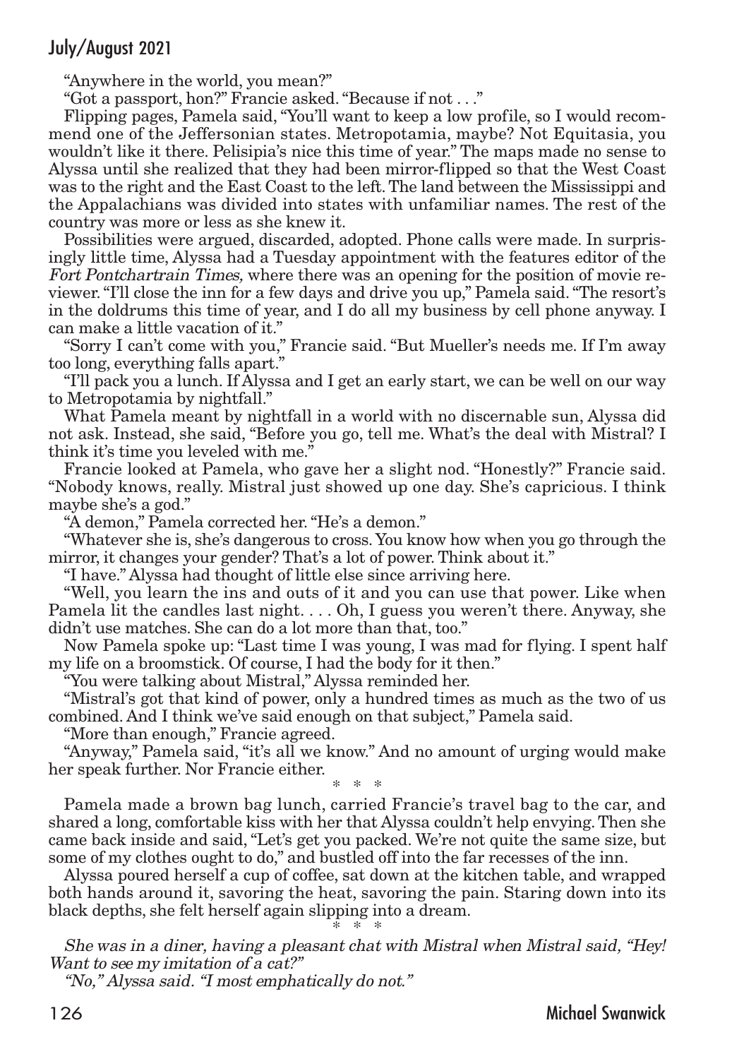"Anywhere in the world, you mean?"

"Got a passport, hon?" Francie asked. "Because if not . . ."

Flipping pages, Pamela said, "You'll want to keep a low profile, so I would recommend one of the Jeffersonian states. Metropotamia, maybe? Not Equitasia, you wouldn't like it there. Pelisipia's nice this time of year." The maps made no sense to Alyssa until she realized that they had been mirror-flipped so that the West Coast was to the right and the East Coast to the left. The land between the Mississippi and the Appalachians was divided into states with unfamiliar names. The rest of the country was more or less as she knew it.

Possibilities were argued, discarded, adopted. Phone calls were made. In surprisingly little time, Alyssa had a Tuesday appointment with the features editor of the *Fort Pontchartrain Times,* where there was an opening for the position of movie reviewer. "I'll close the inn for a few days and drive you up," Pamela said. "The resort's in the doldrums this time of year, and I do all my business by cell phone anyway. I can make a little vacation of it."

"Sorry I can't come with you," Francie said. "But Mueller's needs me. If I'm away too long, everything falls apart."

"I'll pack you a lunch. If Alyssa and I get an early start, we can be well on our way to Metropotamia by nightfall."

What Pamela meant by nightfall in a world with no discernable sun, Alyssa did not ask. Instead, she said, "Before you go, tell me. What's the deal with Mistral? I think it's time you leveled with me."

Francie looked at Pamela, who gave her a slight nod. "Honestly?" Francie said. "Nobody knows, really. Mistral just showed up one day. She's capricious. I think maybe she's a god."

"A demon," Pamela corrected her. "He's a demon."

"Whatever she is, she's dangerous to cross. You know how when you go through the mirror, it changes your gender? That's a lot of power. Think about it."

"I have." Alyssa had thought of little else since arriving here.

"Well, you learn the ins and outs of it and you can use that power. Like when Pamela lit the candles last night. . . . Oh, I guess you weren't there. Anyway, she didn't use matches. She can do a lot more than that, too."

Now Pamela spoke up: "Last time I was young, I was mad for flying. I spent half my life on a broomstick. Of course, I had the body for it then."

"You were talking about Mistral," Alyssa reminded her.

"Mistral's got that kind of power, only a hundred times as much as the two of us combined. And I think we've said enough on that subject," Pamela said.

"More than enough," Francie agreed.

"Anyway," Pamela said, "it's all we know." And no amount of urging would make her speak further. Nor Francie either.

\* \* \*

Pamela made a brown bag lunch, carried Francie's travel bag to the car, and shared a long, comfortable kiss with her that Alyssa couldn't help envying. Then she came back inside and said, "Let's get you packed. We're not quite the same size, but some of my clothes ought to do," and bustled off into the far recesses of the inn.

Alyssa poured herself a cup of coffee, sat down at the kitchen table, and wrapped both hands around it, savoring the heat, savoring the pain. Staring down into its black depths, she felt herself again slipping into a dream.

\* \* \*

*She was in a diner, having a pleasant chat with Mistral when Mistral said, "Hey! Want to see my imitation of a cat?"*

*"No," Alyssa said. "I most emphatically do not."*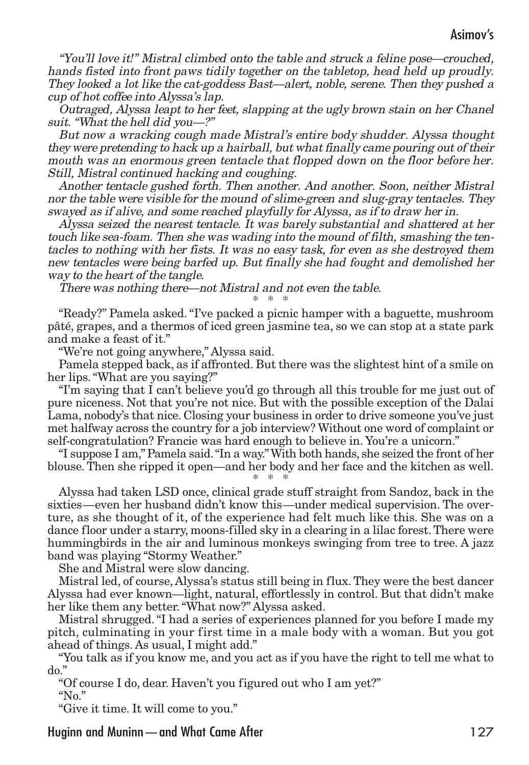*"You'll love it!" Mistral climbed onto the table and struck a feline pose—crouched, hands fisted into front paws tidily together on the tabletop, head held up proudly. They looked a lot like the cat-goddess Bast—alert, noble, serene. Then they pushed a cup of hot coffee into Alyssa's lap.*

*Outraged, Alyssa leapt to her feet, slapping at the ugly brown stain on her Chanel suit. "What the hell did you—?"*

*But now a wracking cough made Mistral's entire body shudder. Alyssa thought they were pretending to hack up a hairball, but what finally came pouring out of their mouth was an enormous green tentacle that flopped down on the floor before her. Still, Mistral continued hacking and coughing.*

*Another tentacle gushed forth. Then another. And another. Soon, neither Mistral nor the table were visible for the mound of slime-green and slug-gray tentacles. They swayed as if alive, and some reached playfully for Alyssa, as if to draw her in.*

*Alyssa seized the nearest tentacle. It was barely substantial and shattered at her touch like sea-foam. Then she was wading into the mound of filth, smashing the tentacles to nothing with her fists. It was no easy task, for even as she destroyed them new tentacles were being barfed up. But finally she had fought and demolished her way to the heart of the tangle.*

*There was nothing there—not Mistral and not even the table.*

\* \* \*

"Ready?" Pamela asked. "I've packed a picnic hamper with a baguette, mushroom pâté, grapes, and a thermos of iced green jasmine tea, so we can stop at a state park and make a feast of it."

"We're not going anywhere," Alyssa said.

Pamela stepped back, as if affronted. But there was the slightest hint of a smile on her lips. "What are you saying?"

"I'm saying that I can't believe you'd go through all this trouble for me just out of pure niceness. Not that you're not nice. But with the possible exception of the Dalai Lama, nobody's that nice. Closing your business in order to drive someone you've just met halfway across the country for a job interview? Without one word of complaint or self-congratulation? Francie was hard enough to believe in. You're a unicorn."

"I suppose I am," Pamela said. "In a way." With both hands, she seized the front of her blouse. Then she ripped it open—and her body and her face and the kitchen as well.

\* \* \*

Alyssa had taken LSD once, clinical grade stuff straight from Sandoz, back in the sixties—even her husband didn't know this—under medical supervision. The overture, as she thought of it, of the experience had felt much like this. She was on a dance floor under a starry, moons-filled sky in a clearing in a lilac forest. There were hummingbirds in the air and luminous monkeys swinging from tree to tree. A jazz band was playing "Stormy Weather."

She and Mistral were slow dancing.

Mistral led, of course, Alyssa's status still being in flux. They were the best dancer Alyssa had ever known—light, natural, effortlessly in control. But that didn't make her like them any better. "What now?" Alyssa asked.

Mistral shrugged. "I had a series of experiences planned for you before I made my pitch, culminating in your first time in a male body with a woman. But you got ahead of things. As usual, I might add."

"You talk as if you know me, and you act as if you have the right to tell me what to do."

"Of course I do, dear. Haven't you figured out who I am yet?"

"No."

"Give it time. It will come to you."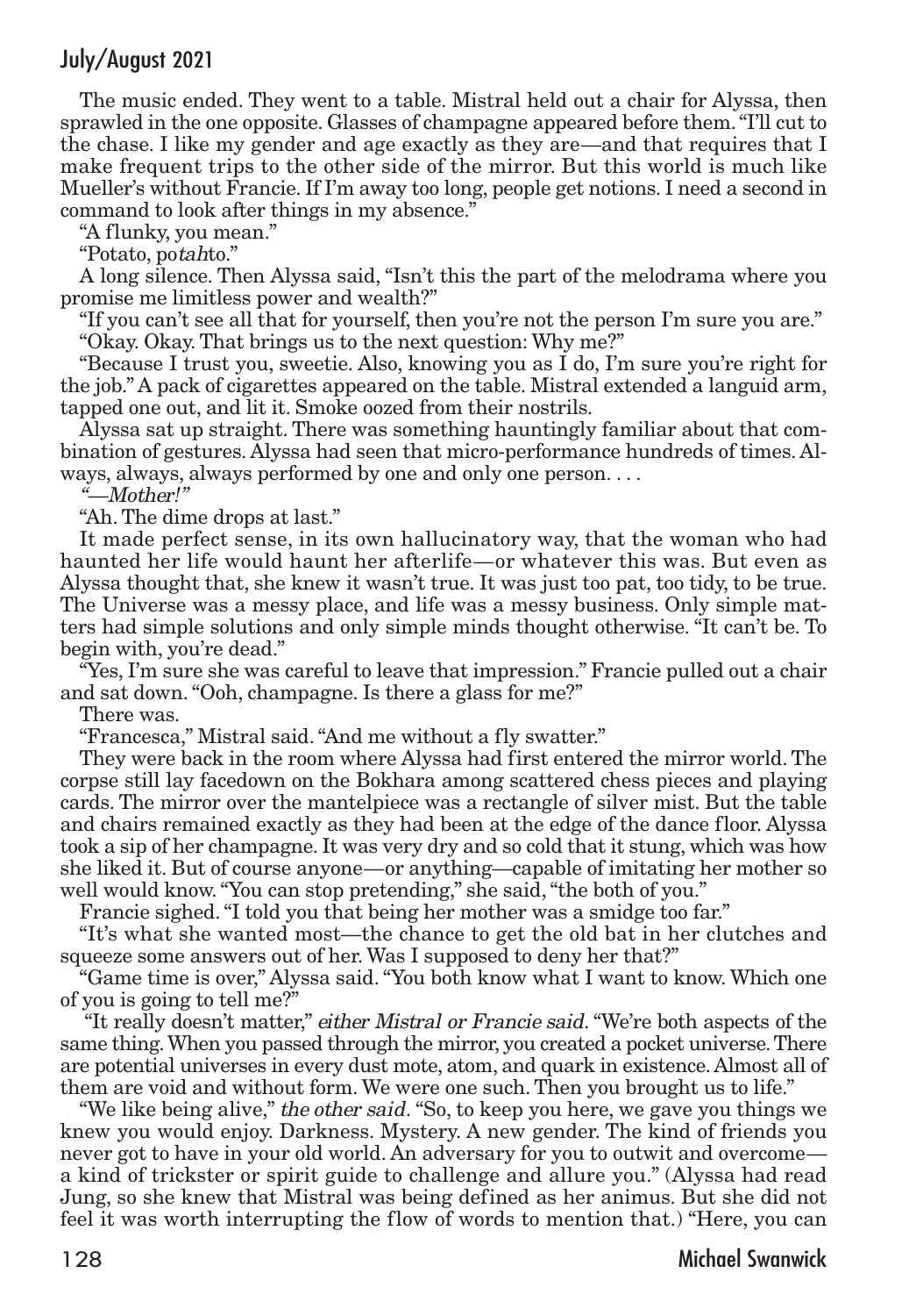The music ended. They went to a table. Mistral held out a chair for Alyssa, then sprawled in the one opposite. Glasses of champagne appeared before them. "I'll cut to the chase. I like my gender and age exactly as they are—and that requires that I make frequent trips to the other side of the mirror. But this world is much like Mueller's without Francie. If I'm away too long, people get notions. I need a second in command to look after things in my absence."

"A flunky, you mean."

"Potato, po*tah*to."

A long silence. Then Alyssa said, "Isn't this the part of the melodrama where you promise me limitless power and wealth?"

"If you can't see all that for yourself, then you're not the person I'm sure you are."

"Okay. Okay. That brings us to the next question: Why me?"

"Because I trust you, sweetie. Also, knowing you as I do, I'm sure you're right for the job." A pack of cigarettes appeared on the table. Mistral extended a languid arm, tapped one out, and lit it. Smoke oozed from their nostrils.

Alyssa sat up straight. There was something hauntingly familiar about that combination of gestures. Alyssa had seen that micro-performance hundreds of times. Always, always, always performed by one and only one person. . . .

*"—Mother!"*

"Ah. The dime drops at last."

It made perfect sense, in its own hallucinatory way, that the woman who had haunted her life would haunt her afterlife—or whatever this was. But even as Alyssa thought that, she knew it wasn't true. It was just too pat, too tidy, to be true. The Universe was a messy place, and life was a messy business. Only simple matters had simple solutions and only simple minds thought otherwise. "It can't be. To begin with, you're dead."

"Yes, I'm sure she was careful to leave that impression." Francie pulled out a chair and sat down. "Ooh, champagne. Is there a glass for me?"

There was.

"Francesca," Mistral said. "And me without a fly swatter."

They were back in the room where Alyssa had first entered the mirror world. The corpse still lay facedown on the Bokhara among scattered chess pieces and playing cards. The mirror over the mantelpiece was a rectangle of silver mist. But the table and chairs remained exactly as they had been at the edge of the dance floor. Alyssa took a sip of her champagne. It was very dry and so cold that it stung, which was how she liked it. But of course anyone—or anything—capable of imitating her mother so well would know. "You can stop pretending," she said, "the both of you."

Francie sighed. "I told you that being her mother was a smidge too far."

"It's what she wanted most—the chance to get the old bat in her clutches and squeeze some answers out of her. Was I supposed to deny her that?"

"Game time is over," Alyssa said. "You both know what I want to know. Which one of you is going to tell me?"

"It really doesn't matter," *either Mistral or Francie said*. "We're both aspects of the same thing. When you passed through the mirror, you created a pocket universe. There are potential universes in every dust mote, atom, and quark in existence. Almost all of them are void and without form. We were one such. Then you brought us to life."

"We like being alive," *the other said*. "So, to keep you here, we gave you things we knew you would enjoy. Darkness. Mystery. A new gender. The kind of friends you never got to have in your old world. An adversary for you to outwit and overcome—a kind of trickster or spirit guide to challenge and allure you." (Alyssa had read Jung, so she knew that Mistral was being defined as her animus. But she did not feel it was worth interrupting the flow of words to mention that.) "Here, you can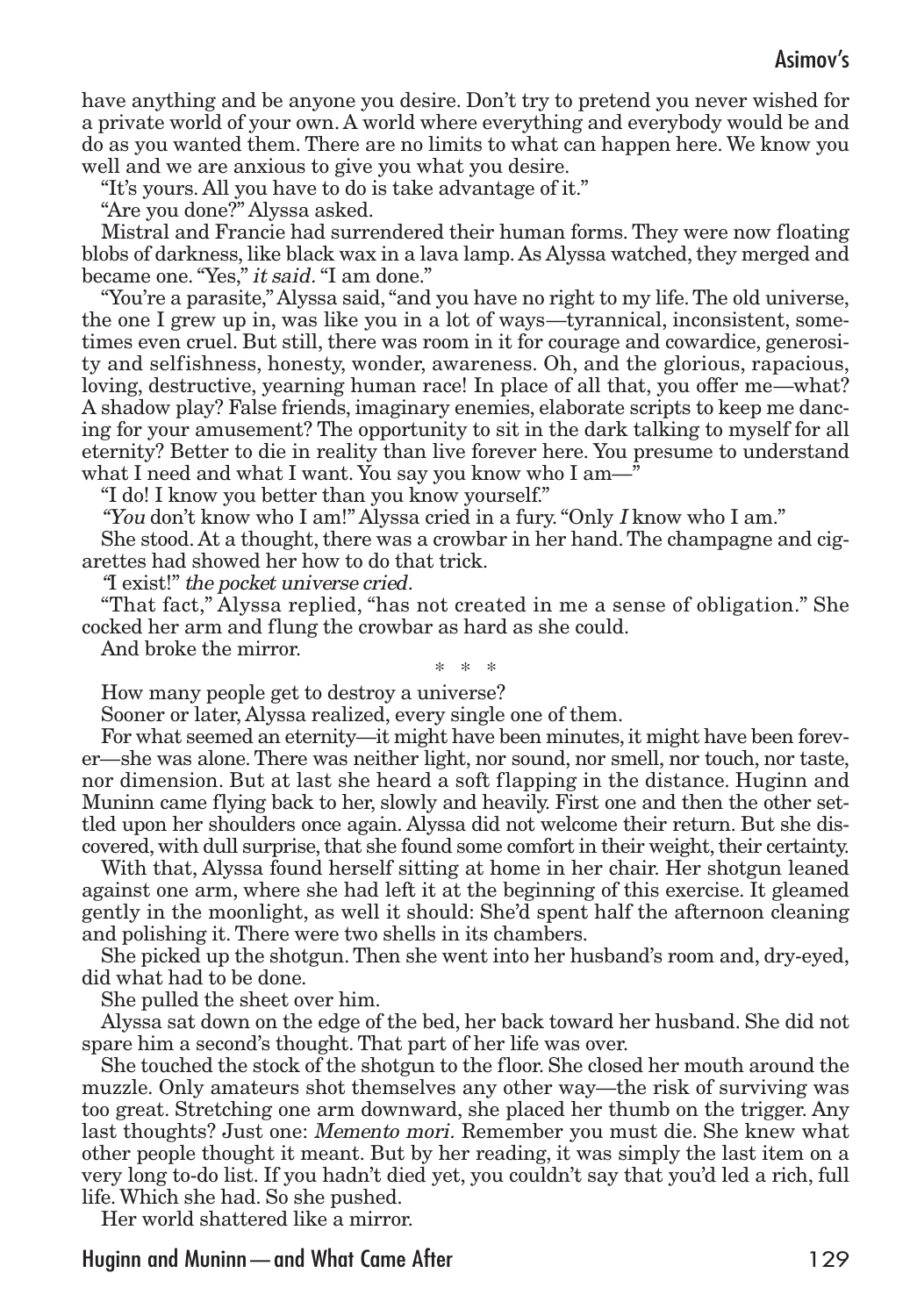have anything and be anyone you desire. Don't try to pretend you never wished for a private world of your own. A world where everything and everybody would be and do as you wanted them. There are no limits to what can happen here. We know you well and we are anxious to give you what you desire.

"It's yours. All you have to do is take advantage of it."

"Are you done?" Alyssa asked.

Mistral and Francie had surrendered their human forms. They were now floating blobs of darkness, like black wax in a lava lamp. As Alyssa watched, they merged and became one. "Yes," *it said.* "I am done."

"You're a parasite," Alyssa said, "and you have no right to my life. The old universe, the one I grew up in, was like you in a lot of ways—tyrannical, inconsistent, sometimes even cruel. But still, there was room in it for courage and cowardice, generosity and selfishness, honesty, wonder, awareness. Oh, and the glorious, rapacious, loving, destructive, yearning human race! In place of all that, you offer me—what? A shadow play? False friends, imaginary enemies, elaborate scripts to keep me dancing for your amusement? The opportunity to sit in the dark talking to myself for all eternity? Better to die in reality than live forever here. You presume to understand what I need and what I want. You say you know who I am—"

"I do! I know you better than you know yourself."

"*You* don't know who I am!" Alyssa cried in a fury. "Only *I* know who I am."

She stood. At a thought, there was a crowbar in her hand. The champagne and cigarettes had showed her how to do that trick.

*"*I exist!" *the pocket universe cried.*

"That fact," Alyssa replied, "has not created in me a sense of obligation." She cocked her arm and flung the crowbar as hard as she could.

And broke the mirror.

\* \* \*

How many people get to destroy a universe?

Sooner or later, Alyssa realized, every single one of them.

For what seemed an eternity—it might have been minutes, it might have been forever—she was alone. There was neither light, nor sound, nor smell, nor touch, nor taste, nor dimension. But at last she heard a soft flapping in the distance. Huginn and Muninn came flying back to her, slowly and heavily. First one and then the other settled upon her shoulders once again. Alyssa did not welcome their return. But she discovered, with dull surprise, that she found some comfort in their weight, their certainty.

With that, Alyssa found herself sitting at home in her chair. Her shotgun leaned against one arm, where she had left it at the beginning of this exercise. It gleamed gently in the moonlight, as well it should: She'd spent half the afternoon cleaning and polishing it. There were two shells in its chambers.

She picked up the shotgun. Then she went into her husband's room and, dry-eyed, did what had to be done.

She pulled the sheet over him.

Alyssa sat down on the edge of the bed, her back toward her husband. She did not spare him a second's thought. That part of her life was over.

She touched the stock of the shotgun to the floor. She closed her mouth around the muzzle. Only amateurs shot themselves any other way—the risk of surviving was too great. Stretching one arm downward, she placed her thumb on the trigger. Any last thoughts? Just one: *Memento mori.* Remember you must die. She knew what other people thought it meant. But by her reading, it was simply the last item on a very long to-do list. If you hadn't died yet, you couldn't say that you'd led a rich, full life. Which she had. So she pushed.

Her world shattered like a mirror.